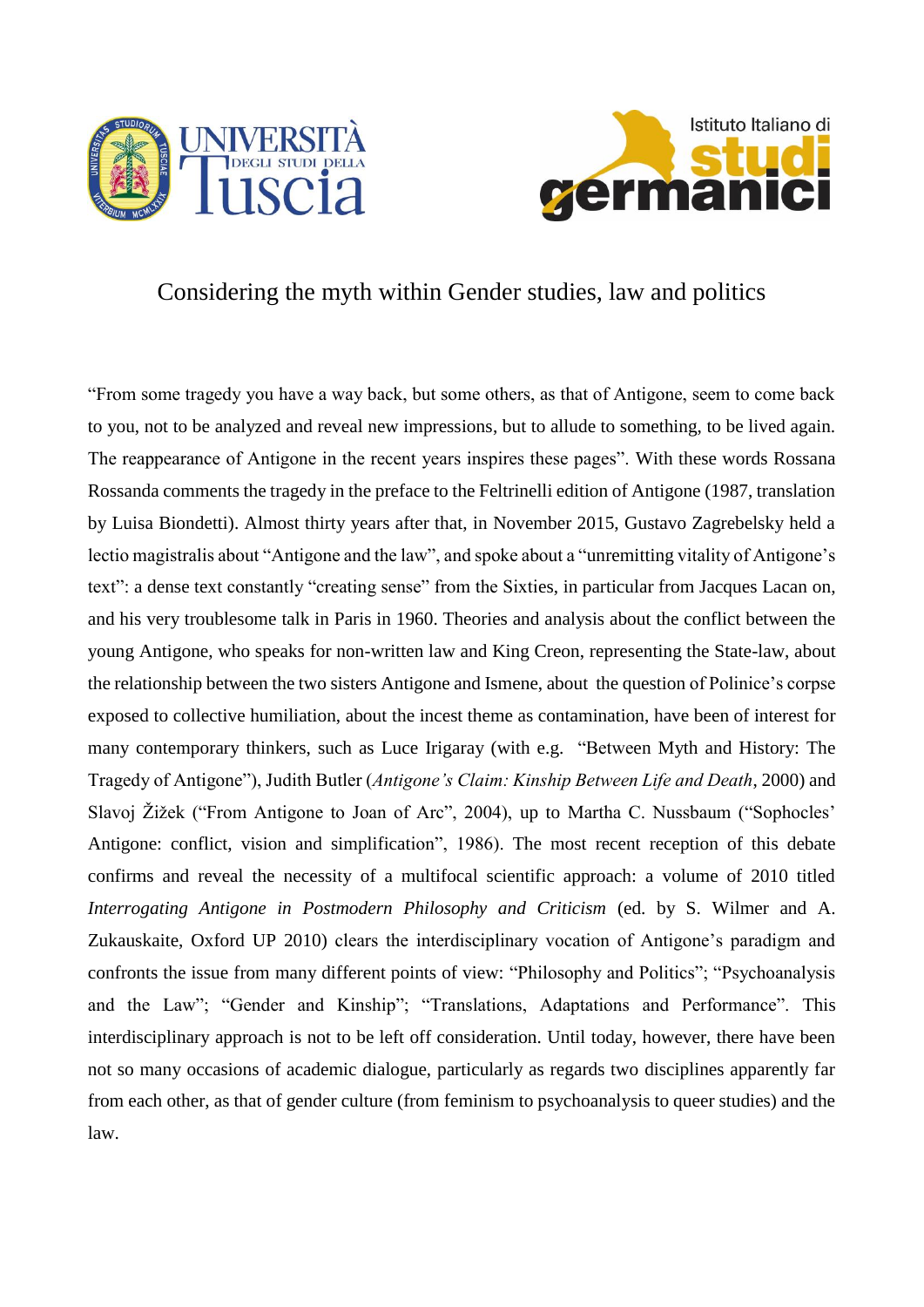# Considering the myth within Gender studies, law and politics

"From some tragedy you have a way back, but some others, as that of Antigone, seem to come back to you, not to be analyzed and reveal new impressions, but to allude to something, to be lived again. The reappearance of Antigone in the recent years inspires these pages". With these words Rossana Rossanda comments the tragedy in the preface to the Feltrinelli edition of Antigone (1987, translation by Luisa Biondetti). Almost thirty years after that, in November 2015, Gustavo Zagrebelsky held a lectio magistralis about "Antigone and the law", and spoke about a "unremitting vitality of Antigone's text": a dense text constantly "creating sense" from the Sixties, in particular from Jacques Lacan on, and his very troublesome talk in Paris in 1960. Theories and analysis about the conflict between the young Antigone, who speaks for non-written law and King Creon, representing the State-law, about the relationship between the two sisters Antigone and Ismene, about the question of Polinice's corpse exposed to collective humiliation, about the incest theme as contamination, have been of interest for many contemporary thinkers, such as Luce Irigaray (with e.g. "Between Myth and History: The Tragedy of Antigone"), Judith Butler (*Antigone's Claim: Kinship Between Life and Death*, 2000) and Slavoj Žižek ("From Antigone to Joan of Arc", 2004), up to Martha C. Nussbaum ("Sophocles' Antigone: conflict, vision and simplification", 1986). The most recent reception of this debate confirms and reveal the necessity of a multifocal scientific approach: a volume of 2010 titled *Interrogating Antigone in Postmodern Philosophy and Criticism* (ed. by S. Wilmer and A. Zukauskaite, Oxford UP 2010) clears the interdisciplinary vocation of Antigone's paradigm and confronts the issue from many different points of view: "Philosophy and Politics"; "Psychoanalysis and the Law"; "Gender and Kinship"; "Translations, Adaptations and Performance". This interdisciplinary approach is not to be left off consideration. Until today, however, there have been not so many occasions of academic dialogue, particularly as regards two disciplines apparently far from each other, as that of gender culture (from feminism to psychoanalysis to queer studies) and the law.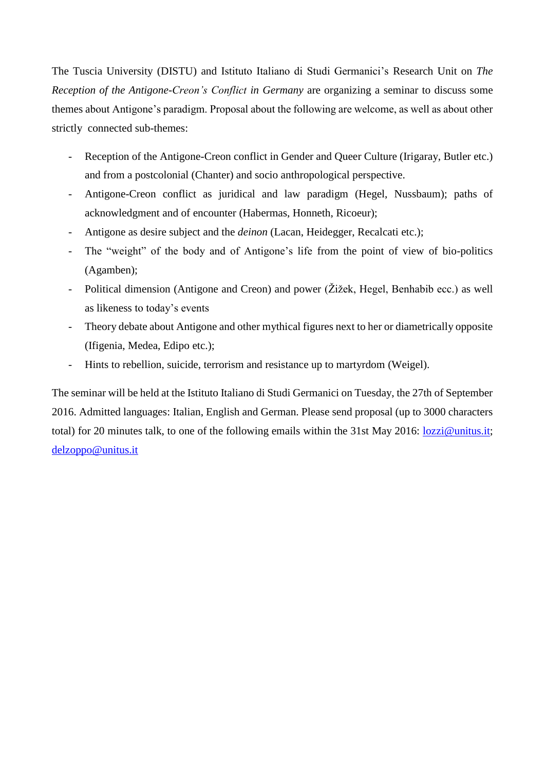The Tuscia University (DISTU) and Istituto Italiano di Studi Germanici's Research Unit on *The Reception of the Antigone-Creon's Conflict in Germany* are organizing a seminar to discuss some themes about Antigone's paradigm. Proposal about the following are welcome, as well as about other strictly connected sub-themes:

- Reception of the Antigone-Creon conflict in Gender and Queer Culture (Irigaray, Butler etc.) and from a postcolonial (Chanter) and socio anthropological perspective.
- Antigone-Creon conflict as juridical and law paradigm (Hegel, Nussbaum); paths of acknowledgment and of encounter (Habermas, Honneth, Ricoeur);
- Antigone as desire subject and the *deinon* (Lacan, Heidegger, Recalcati etc.);
- The "weight" of the body and of Antigone's life from the point of view of bio-politics (Agamben);
- Political dimension (Antigone and Creon) and power (Žižek, Hegel, Benhabib ecc.) as well as likeness to today's events
- Theory debate about Antigone and other mythical figures next to her or diametrically opposite (Ifigenia, Medea, Edipo etc.);
- Hints to rebellion, suicide, terrorism and resistance up to martyrdom (Weigel).

The seminar will be held at the Istituto Italiano di Studi Germanici on Tuesday, the 27th of September 2016. Admitted languages: Italian, English and German. Please send proposal (up to 3000 characters total) for 20 minutes talk, to one of the following emails within the 31st May 2016: lozzi@unitus.it; delzoppo@unitus.it